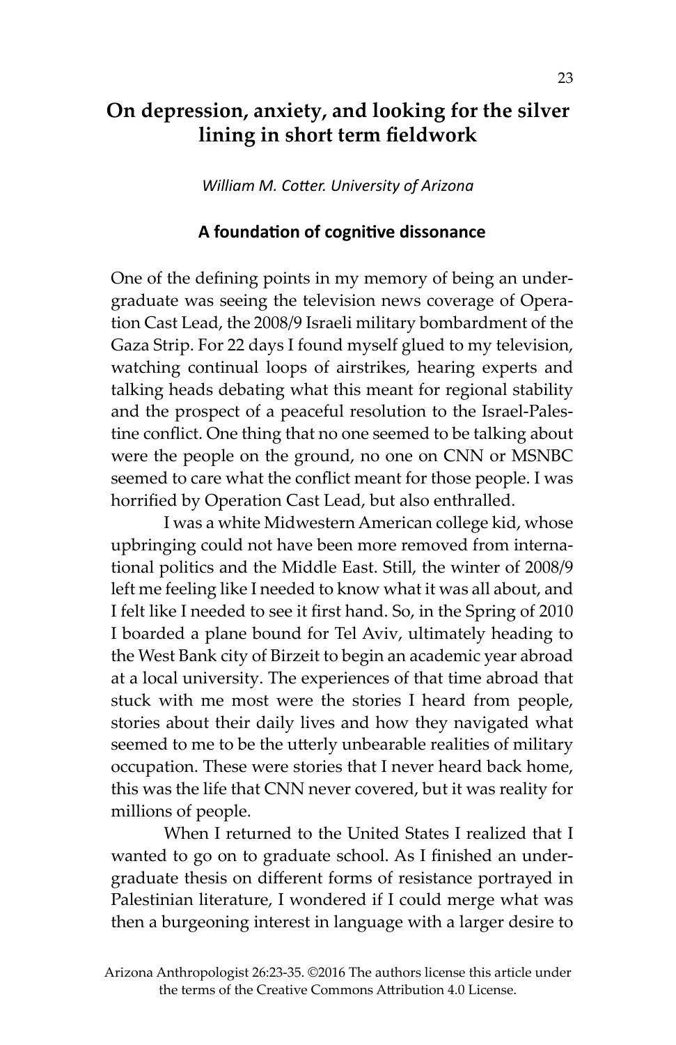# On depression, anxiety, and looking for the silver lining in short term fieldwork

*William M. Cotter. University of Arizona*

## A foundation of cognitive dissonance

One of the defining points in my memory of being an undergraduate was seeing the television news coverage of Operation Cast Lead, the 2008/9 Israeli military bombardment of the Gaza Strip. For 22 days I found myself glued to my television, watching continual loops of airstrikes, hearing experts and talking heads debating what this meant for regional stability and the prospect of a peaceful resolution to the Israel-Palestine conflict. One thing that no one seemed to be talking about were the people on the ground, no one on CNN or MSNBC seemed to care what the conflict meant for those people. I was horrified by Operation Cast Lead, but also enthralled.

I was a white Midwestern American college kid, whose upbringing could not have been more removed from international politics and the Middle East. Still, the winter of 2008/9 left me feeling like I needed to know what it was all about, and I felt like I needed to see it first hand. So, in the Spring of 2010 I boarded a plane bound for Tel Aviv, ultimately heading to the West Bank city of Birzeit to begin an academic year abroad at a local university. The experiences of that time abroad that stuck with me most were the stories I heard from people, stories about their daily lives and how they navigated what seemed to me to be the utterly unbearable realities of military occupation. These were stories that I never heard back home, this was the life that CNN never covered, but it was reality for millions of people.

When I returned to the United States I realized that I wanted to go on to graduate school. As I finished an undergraduate thesis on different forms of resistance portrayed in Palestinian literature, I wondered if I could merge what was then a burgeoning interest in language with a larger desire to

Arizona Anthropologist 26:23-35. ©2016 The authors license this article under the terms of the Creative Commons Attribution 4.0 License.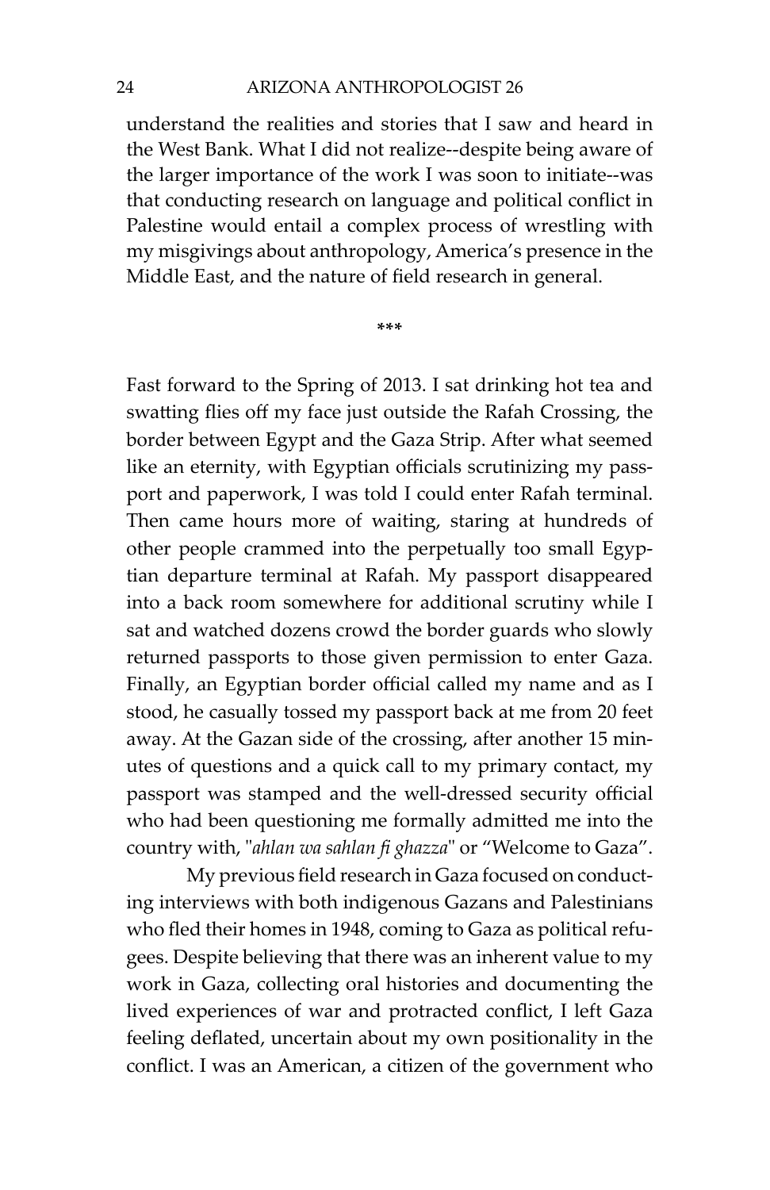understand the realities and stories that I saw and heard in the West Bank. What I did not realize--despite being aware of the larger importance of the work I was soon to initiate--was that conducting research on language and political conflict in Palestine would entail a complex process of wrestling with my misgivings about anthropology, America's presence in the Middle East, and the nature of field research in general.

***

Fast forward to the Spring of 2013. I sat drinking hot tea and swatting flies off my face just outside the Rafah Crossing, the border between Egypt and the Gaza Strip. After what seemed like an eternity, with Egyptian officials scrutinizing my passport and paperwork, I was told I could enter Rafah terminal. Then came hours more of waiting, staring at hundreds of other people crammed into the perpetually too small Egyptian departure terminal at Rafah. My passport disappeared into a back room somewhere for additional scrutiny while I sat and watched dozens crowd the border guards who slowly returned passports to those given permission to enter Gaza. Finally, an Egyptian border official called my name and as I stood, he casually tossed my passport back at me from 20 feet away. At the Gazan side of the crossing, after another 15 minutes of questions and a quick call to my primary contact, my passport was stamped and the well-dressed security official who had been questioning me formally admitted me into the country with, "*ahlan wa sahlan fi ghazza*" or "Welcome to Gaza".

My previous field research in Gaza focused on conducting interviews with both indigenous Gazans and Palestinians who fled their homes in 1948, coming to Gaza as political refugees. Despite believing that there was an inherent value to my work in Gaza, collecting oral histories and documenting the lived experiences of war and protracted conflict, I left Gaza feeling deflated, uncertain about my own positionality in the conflict. I was an American, a citizen of the government who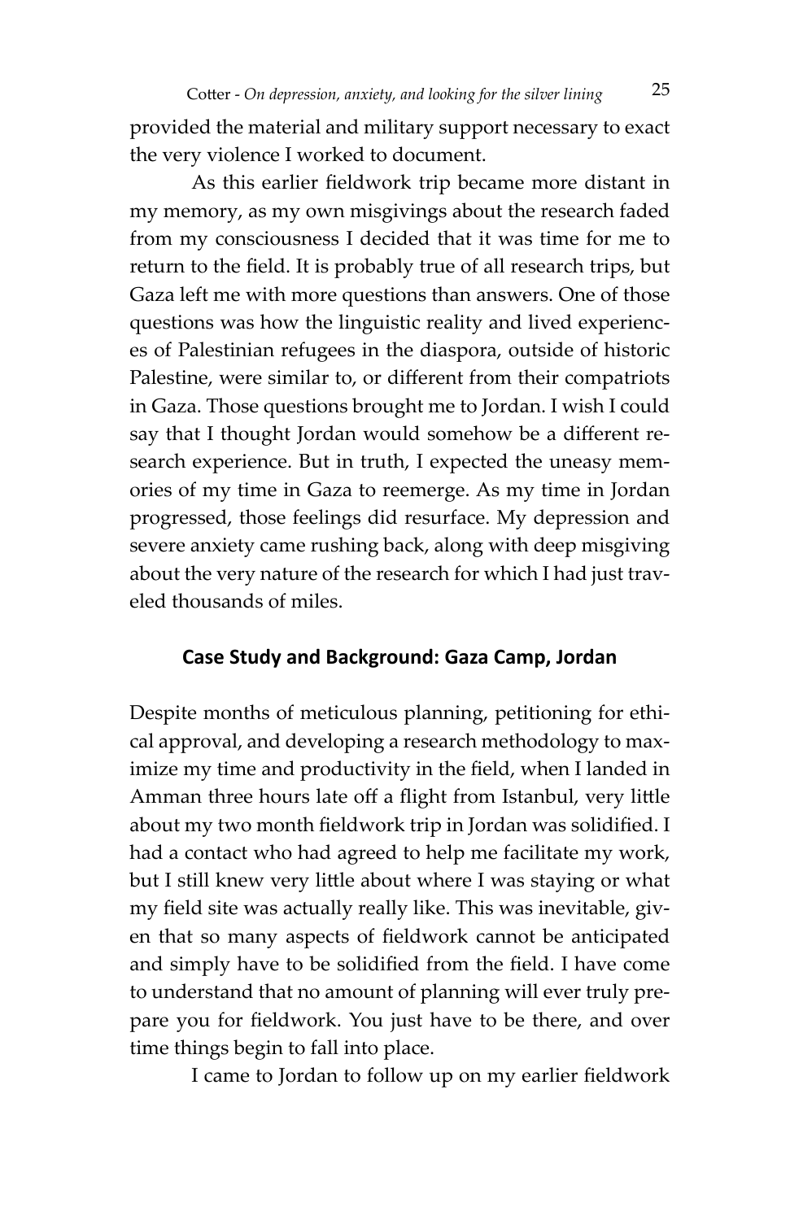provided the material and military support necessary to exact the very violence I worked to document.

As this earlier fieldwork trip became more distant in my memory, as my own misgivings about the research faded from my consciousness I decided that it was time for me to return to the field. It is probably true of all research trips, but Gaza left me with more questions than answers. One of those questions was how the linguistic reality and lived experiences of Palestinian refugees in the diaspora, outside of historic Palestine, were similar to, or different from their compatriots in Gaza. Those questions brought me to Jordan. I wish I could say that I thought Jordan would somehow be a different research experience. But in truth, I expected the uneasy memories of my time in Gaza to reemerge. As my time in Jordan progressed, those feelings did resurface. My depression and severe anxiety came rushing back, along with deep misgiving about the very nature of the research for which I had just traveled thousands of miles.

## Case Study and Background: Gaza Camp, Jordan

Despite months of meticulous planning, petitioning for ethical approval, and developing a research methodology to maximize my time and productivity in the field, when I landed in Amman three hours late off a flight from Istanbul, very little about my two month fieldwork trip in Jordan was solidified. I had a contact who had agreed to help me facilitate my work, but I still knew very little about where I was staying or what my field site was actually really like. This was inevitable, given that so many aspects of fieldwork cannot be anticipated and simply have to be solidified from the field. I have come to understand that no amount of planning will ever truly prepare you for fieldwork. You just have to be there, and over time things begin to fall into place.

I came to Jordan to follow up on my earlier fieldwork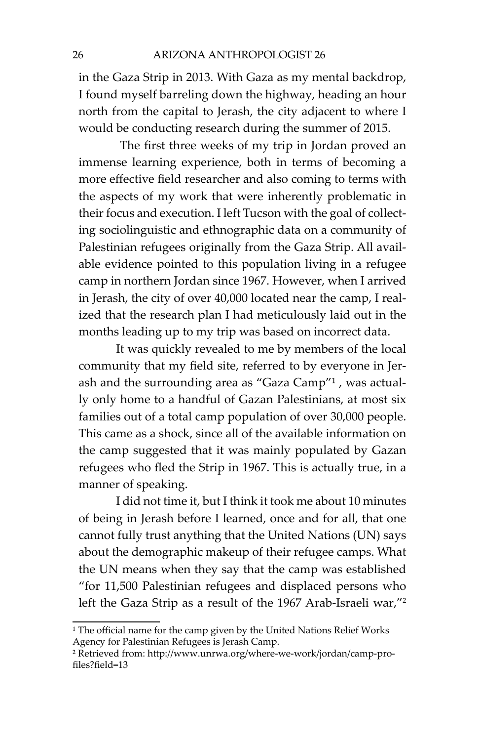in the Gaza Strip in 2013. With Gaza as my mental backdrop, I found myself barreling down the highway, heading an hour north from the capital to Jerash, the city adjacent to where I would be conducting research during the summer of 2015.

The first three weeks of my trip in Jordan proved an immense learning experience, both in terms of becoming a more effective field researcher and also coming to terms with the aspects of my work that were inherently problematic in their focus and execution. I left Tucson with the goal of collecting sociolinguistic and ethnographic data on a community of Palestinian refugees originally from the Gaza Strip. All available evidence pointed to this population living in a refugee camp in northern Jordan since 1967. However, when I arrived in Jerash, the city of over 40,000 located near the camp, I realized that the research plan I had meticulously laid out in the months leading up to my trip was based on incorrect data.

It was quickly revealed to me by members of the local community that my field site, referred to by everyone in Jerash and the surrounding area as "Gaza Camp"[1] , was actually only home to a handful of Gazan Palestinians, at most six families out of a total camp population of over 30,000 people. This came as a shock, since all of the available information on the camp suggested that it was mainly populated by Gazan refugees who fled the Strip in 1967. This is actually true, in a manner of speaking.

I did not time it, but I think it took me about 10 minutes of being in Jerash before I learned, once and for all, that one cannot fully trust anything that the United Nations (UN) says about the demographic makeup of their refugee camps. What the UN means when they say that the camp was established "for 11,500 Palestinian refugees and displaced persons who left the Gaza Strip as a result of the 1967 Arab-Israeli war,"[2]

---

[1] The official name for the camp given by the United Nations Relief Works Agency for Palestinian Refugees is Jerash Camp.

[2] Retrieved from: http://www.unrwa.org/where-we-work/jordan/camp-profiles?field=13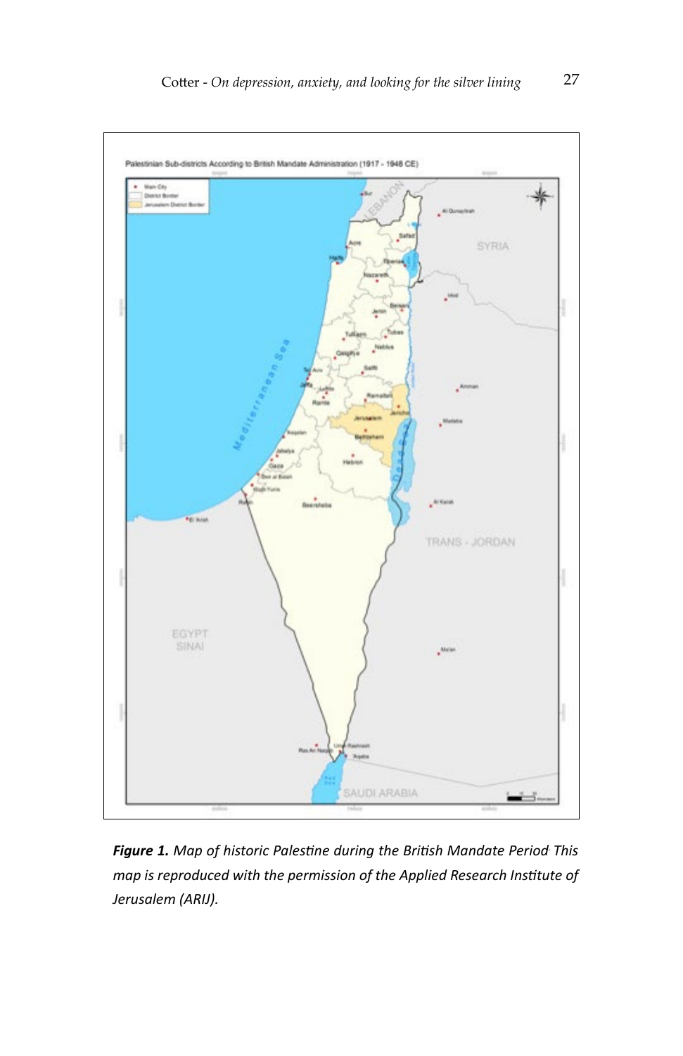***Figure 1.*** *Map of historic Palestine during the British Mandate Period. This map is reproduced with the permission of the Applied Research Institute of Jerusalem (ARIJ).*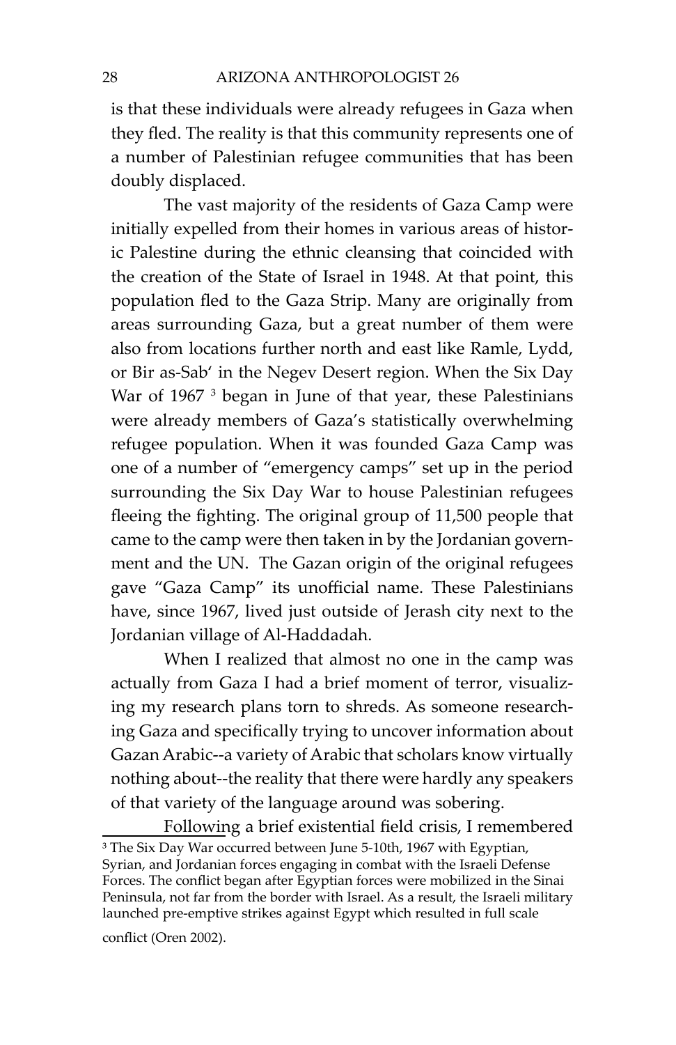is that these individuals were already refugees in Gaza when they fled. The reality is that this community represents one of a number of Palestinian refugee communities that has been doubly displaced.

The vast majority of the residents of Gaza Camp were initially expelled from their homes in various areas of historic Palestine during the ethnic cleansing that coincided with the creation of the State of Israel in 1948. At that point, this population fled to the Gaza Strip. Many are originally from areas surrounding Gaza, but a great number of them were also from locations further north and east like Ramle, Lydd, or Bir as-Sab' in the Negev Desert region. When the Six Day War of 1967 [3] began in June of that year, these Palestinians were already members of Gaza's statistically overwhelming refugee population. When it was founded Gaza Camp was one of a number of "emergency camps" set up in the period surrounding the Six Day War to house Palestinian refugees fleeing the fighting. The original group of 11,500 people that came to the camp were then taken in by the Jordanian government and the UN. The Gazan origin of the original refugees gave "Gaza Camp" its unofficial name. These Palestinians have, since 1967, lived just outside of Jerash city next to the Jordanian village of Al-Haddadah.

When I realized that almost no one in the camp was actually from Gaza I had a brief moment of terror, visualizing my research plans torn to shreds. As someone researching Gaza and specifically trying to uncover information about Gazan Arabic--a variety of Arabic that scholars know virtually nothing about--the reality that there were hardly any speakers of that variety of the language around was sobering.

Following a brief existential field crisis, I remembered

[3] The Six Day War occurred between June 5-10th, 1967 with Egyptian, Syrian, and Jordanian forces engaging in combat with the Israeli Defense Forces. The conflict began after Egyptian forces were mobilized in the Sinai Peninsula, not far from the border with Israel. As a result, the Israeli military launched pre-emptive strikes against Egypt which resulted in full scale conflict (Oren 2002).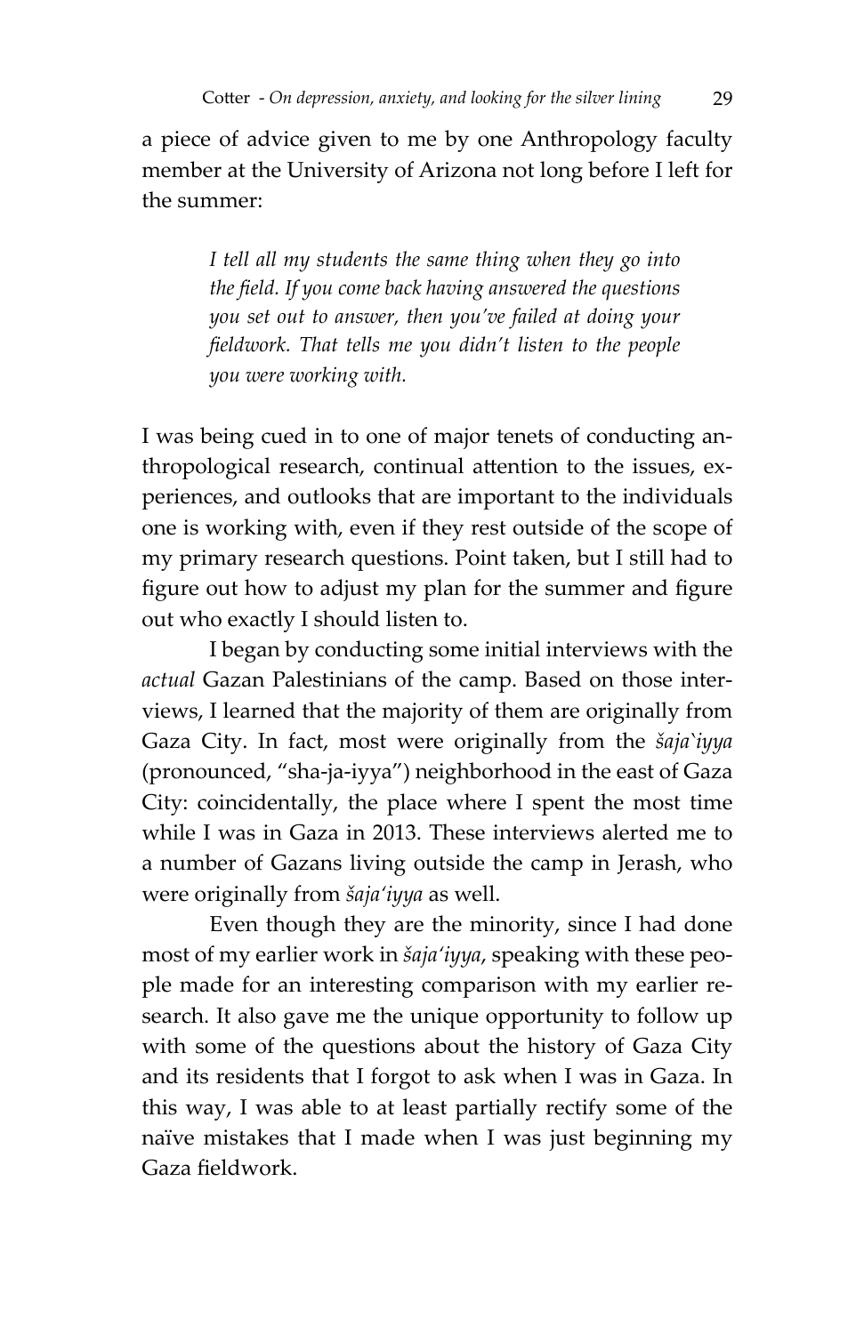a piece of advice given to me by one Anthropology faculty member at the University of Arizona not long before I left for the summer:

> *I tell all my students the same thing when they go into the field. If you come back having answered the questions you set out to answer, then you've failed at doing your fieldwork. That tells me you didn't listen to the people you were working with.*

I was being cued in to one of major tenets of conducting anthropological research, continual attention to the issues, experiences, and outlooks that are important to the individuals one is working with, even if they rest outside of the scope of my primary research questions. Point taken, but I still had to figure out how to adjust my plan for the summer and figure out who exactly I should listen to.

I began by conducting some initial interviews with the *actual* Gazan Palestinians of the camp. Based on those interviews, I learned that the majority of them are originally from Gaza City. In fact, most were originally from the *šaja`iyya* (pronounced, "sha-ja-iyya") neighborhood in the east of Gaza City: coincidentally, the place where I spent the most time while I was in Gaza in 2013. These interviews alerted me to a number of Gazans living outside the camp in Jerash, who were originally from *šaja'iyya* as well.

Even though they are the minority, since I had done most of my earlier work in *šaja'iyya*, speaking with these people made for an interesting comparison with my earlier research. It also gave me the unique opportunity to follow up with some of the questions about the history of Gaza City and its residents that I forgot to ask when I was in Gaza. In this way, I was able to at least partially rectify some of the naïve mistakes that I made when I was just beginning my Gaza fieldwork.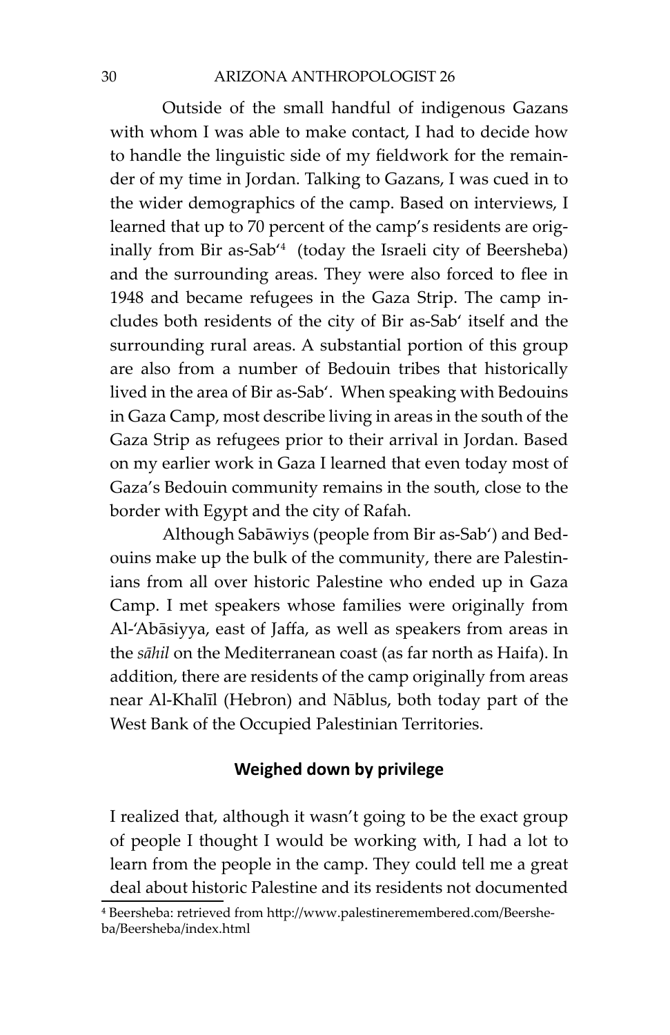Outside of the small handful of indigenous Gazans with whom I was able to make contact, I had to decide how to handle the linguistic side of my fieldwork for the remainder of my time in Jordan. Talking to Gazans, I was cued in to the wider demographics of the camp. Based on interviews, I learned that up to 70 percent of the camp's residents are originally from Bir as-Sab'[4] (today the Israeli city of Beersheba) and the surrounding areas. They were also forced to flee in 1948 and became refugees in the Gaza Strip. The camp includes both residents of the city of Bir as-Sab' itself and the surrounding rural areas. A substantial portion of this group are also from a number of Bedouin tribes that historically lived in the area of Bir as-Sab'. When speaking with Bedouins in Gaza Camp, most describe living in areas in the south of the Gaza Strip as refugees prior to their arrival in Jordan. Based on my earlier work in Gaza I learned that even today most of Gaza's Bedouin community remains in the south, close to the border with Egypt and the city of Rafah.

Although Sabāwiys (people from Bir as-Sab') and Bedouins make up the bulk of the community, there are Palestinians from all over historic Palestine who ended up in Gaza Camp. I met speakers whose families were originally from Al-'Abāsiyya, east of Jaffa, as well as speakers from areas in the *sāhil* on the Mediterranean coast (as far north as Haifa). In addition, there are residents of the camp originally from areas near Al-Khalīl (Hebron) and Nāblus, both today part of the West Bank of the Occupied Palestinian Territories.

## Weighed down by privilege

I realized that, although it wasn't going to be the exact group of people I thought I would be working with, I had a lot to learn from the people in the camp. They could tell me a great deal about historic Palestine and its residents not documented

[4] Beersheba: retrieved from http://www.palestineremembered.com/Beersheba/Beersheba/index.html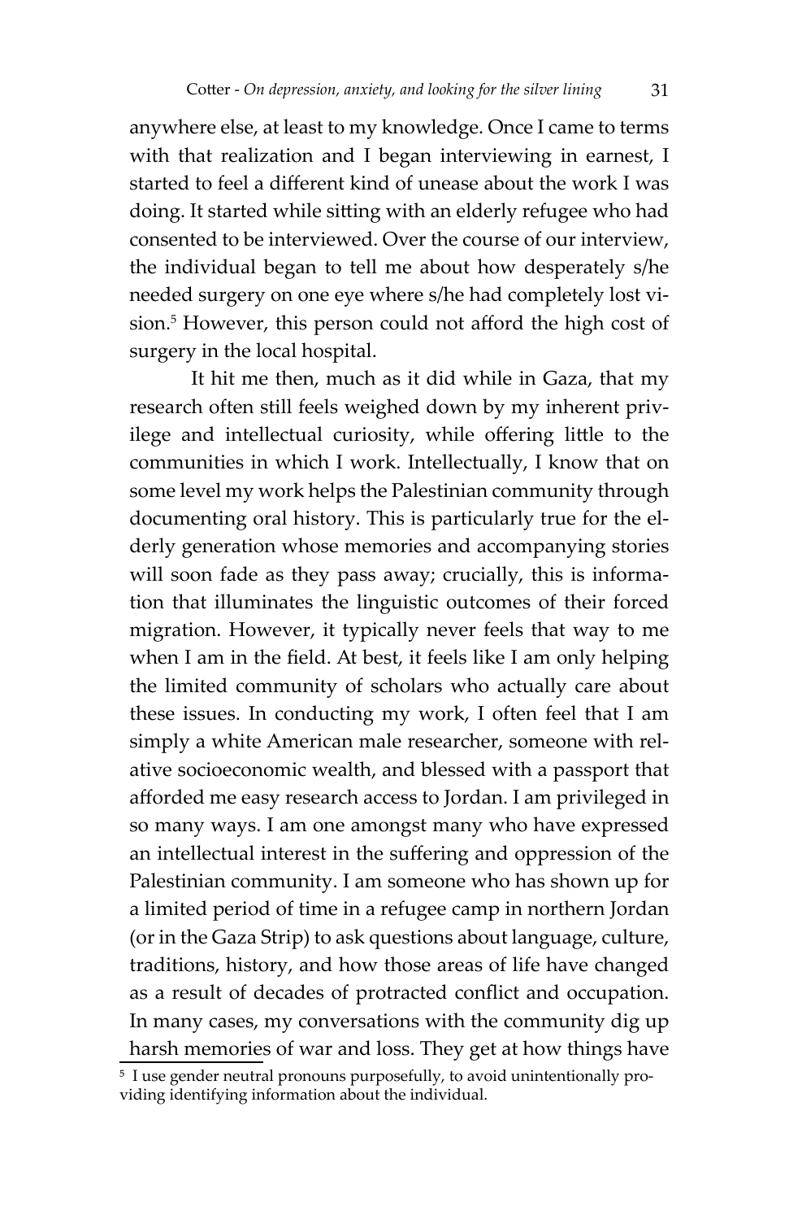anywhere else, at least to my knowledge. Once I came to terms with that realization and I began interviewing in earnest, I started to feel a different kind of unease about the work I was doing. It started while sitting with an elderly refugee who had consented to be interviewed. Over the course of our interview, the individual began to tell me about how desperately s/he needed surgery on one eye where s/he had completely lost vision.[5] However, this person could not afford the high cost of surgery in the local hospital.

It hit me then, much as it did while in Gaza, that my research often still feels weighed down by my inherent privilege and intellectual curiosity, while offering little to the communities in which I work. Intellectually, I know that on some level my work helps the Palestinian community through documenting oral history. This is particularly true for the elderly generation whose memories and accompanying stories will soon fade as they pass away; crucially, this is information that illuminates the linguistic outcomes of their forced migration. However, it typically never feels that way to me when I am in the field. At best, it feels like I am only helping the limited community of scholars who actually care about these issues. In conducting my work, I often feel that I am simply a white American male researcher, someone with relative socioeconomic wealth, and blessed with a passport that afforded me easy research access to Jordan. I am privileged in so many ways. I am one amongst many who have expressed an intellectual interest in the suffering and oppression of the Palestinian community. I am someone who has shown up for a limited period of time in a refugee camp in northern Jordan (or in the Gaza Strip) to ask questions about language, culture, traditions, history, and how those areas of life have changed as a result of decades of protracted conflict and occupation. In many cases, my conversations with the community dig up harsh memories of war and loss. They get at how things have

[5] I use gender neutral pronouns purposefully, to avoid unintentionally providing identifying information about the individual.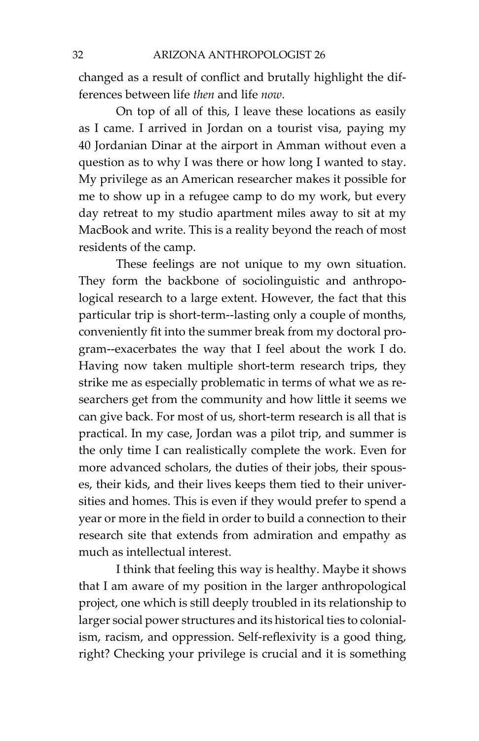changed as a result of conflict and brutally highlight the differences between life *then* and life *now*.

On top of all of this, I leave these locations as easily as I came. I arrived in Jordan on a tourist visa, paying my 40 Jordanian Dinar at the airport in Amman without even a question as to why I was there or how long I wanted to stay. My privilege as an American researcher makes it possible for me to show up in a refugee camp to do my work, but every day retreat to my studio apartment miles away to sit at my MacBook and write. This is a reality beyond the reach of most residents of the camp.

These feelings are not unique to my own situation. They form the backbone of sociolinguistic and anthropological research to a large extent. However, the fact that this particular trip is short-term--lasting only a couple of months, conveniently fit into the summer break from my doctoral program--exacerbates the way that I feel about the work I do. Having now taken multiple short-term research trips, they strike me as especially problematic in terms of what we as researchers get from the community and how little it seems we can give back. For most of us, short-term research is all that is practical. In my case, Jordan was a pilot trip, and summer is the only time I can realistically complete the work. Even for more advanced scholars, the duties of their jobs, their spouses, their kids, and their lives keeps them tied to their universities and homes. This is even if they would prefer to spend a year or more in the field in order to build a connection to their research site that extends from admiration and empathy as much as intellectual interest.

I think that feeling this way is healthy. Maybe it shows that I am aware of my position in the larger anthropological project, one which is still deeply troubled in its relationship to larger social power structures and its historical ties to colonialism, racism, and oppression. Self-reflexivity is a good thing, right? Checking your privilege is crucial and it is something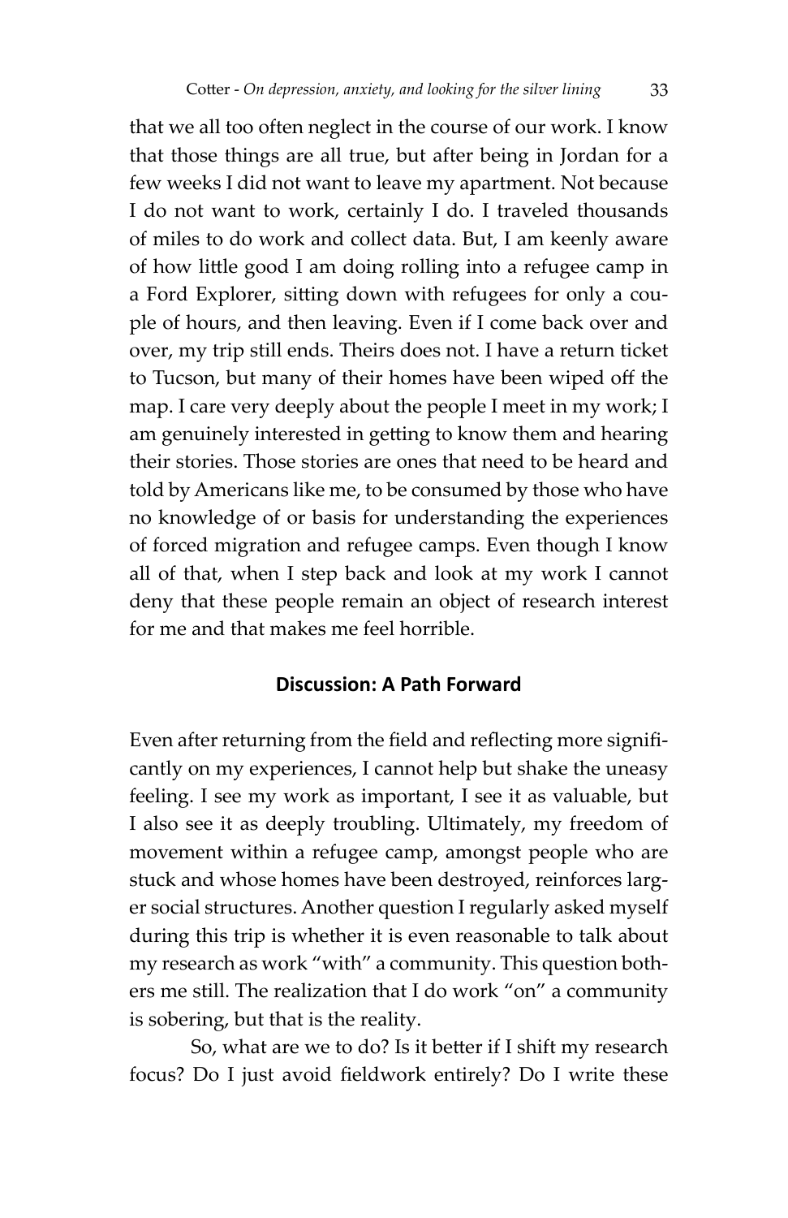that we all too often neglect in the course of our work. I know that those things are all true, but after being in Jordan for a few weeks I did not want to leave my apartment. Not because I do not want to work, certainly I do. I traveled thousands of miles to do work and collect data. But, I am keenly aware of how little good I am doing rolling into a refugee camp in a Ford Explorer, sitting down with refugees for only a couple of hours, and then leaving. Even if I come back over and over, my trip still ends. Theirs does not. I have a return ticket to Tucson, but many of their homes have been wiped off the map. I care very deeply about the people I meet in my work; I am genuinely interested in getting to know them and hearing their stories. Those stories are ones that need to be heard and told by Americans like me, to be consumed by those who have no knowledge of or basis for understanding the experiences of forced migration and refugee camps. Even though I know all of that, when I step back and look at my work I cannot deny that these people remain an object of research interest for me and that makes me feel horrible.

## Discussion: A Path Forward

Even after returning from the field and reflecting more significantly on my experiences, I cannot help but shake the uneasy feeling. I see my work as important, I see it as valuable, but I also see it as deeply troubling. Ultimately, my freedom of movement within a refugee camp, amongst people who are stuck and whose homes have been destroyed, reinforces larger social structures. Another question I regularly asked myself during this trip is whether it is even reasonable to talk about my research as work "with" a community. This question bothers me still. The realization that I do work "on" a community is sobering, but that is the reality.

So, what are we to do? Is it better if I shift my research focus? Do I just avoid fieldwork entirely? Do I write these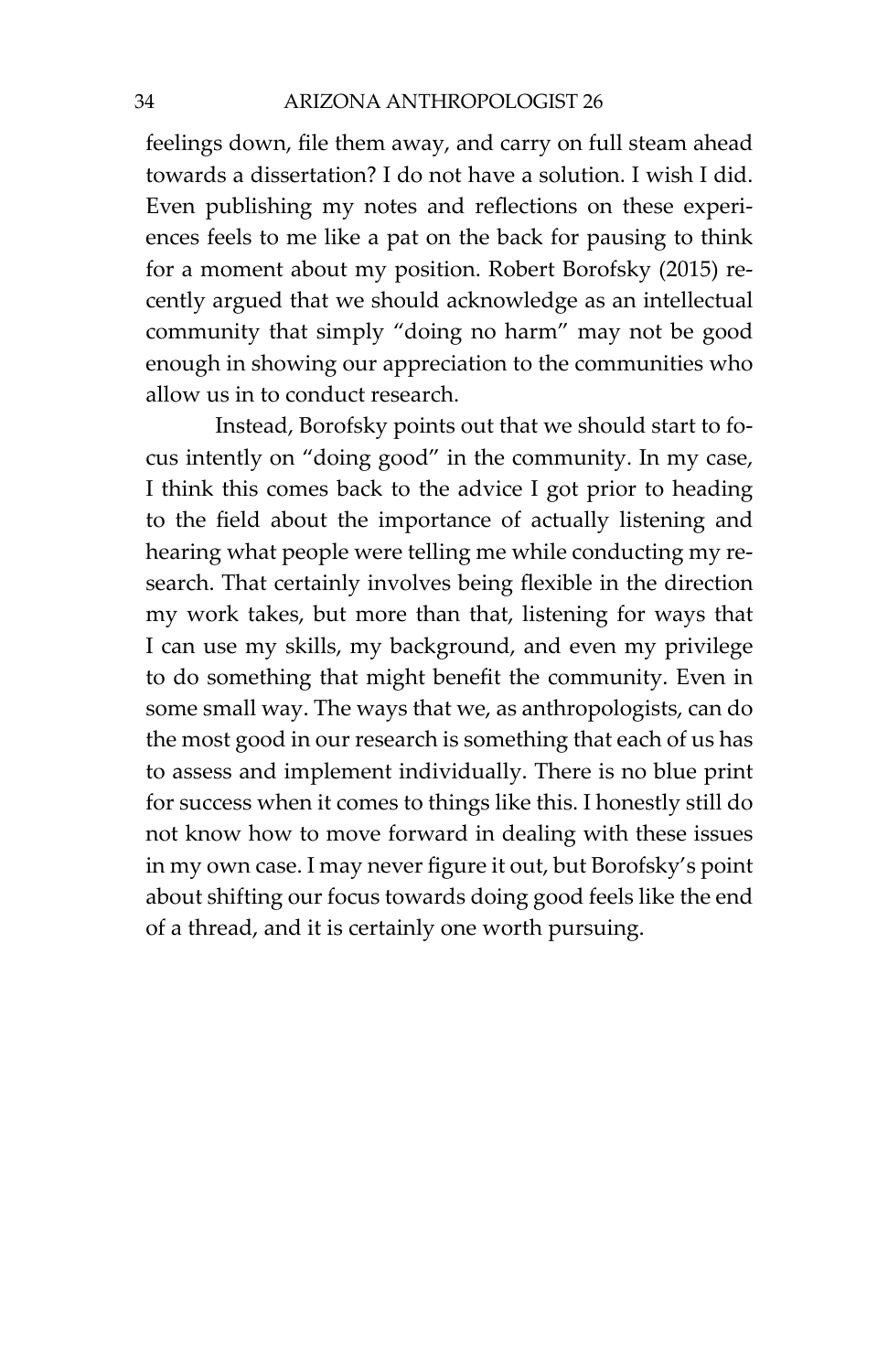feelings down, file them away, and carry on full steam ahead towards a dissertation? I do not have a solution. I wish I did. Even publishing my notes and reflections on these experiences feels to me like a pat on the back for pausing to think for a moment about my position. Robert Borofsky (2015) recently argued that we should acknowledge as an intellectual community that simply "doing no harm" may not be good enough in showing our appreciation to the communities who allow us in to conduct research.

Instead, Borofsky points out that we should start to focus intently on "doing good" in the community. In my case, I think this comes back to the advice I got prior to heading to the field about the importance of actually listening and hearing what people were telling me while conducting my research. That certainly involves being flexible in the direction my work takes, but more than that, listening for ways that I can use my skills, my background, and even my privilege to do something that might benefit the community. Even in some small way. The ways that we, as anthropologists, can do the most good in our research is something that each of us has to assess and implement individually. There is no blue print for success when it comes to things like this. I honestly still do not know how to move forward in dealing with these issues in my own case. I may never figure it out, but Borofsky's point about shifting our focus towards doing good feels like the end of a thread, and it is certainly one worth pursuing.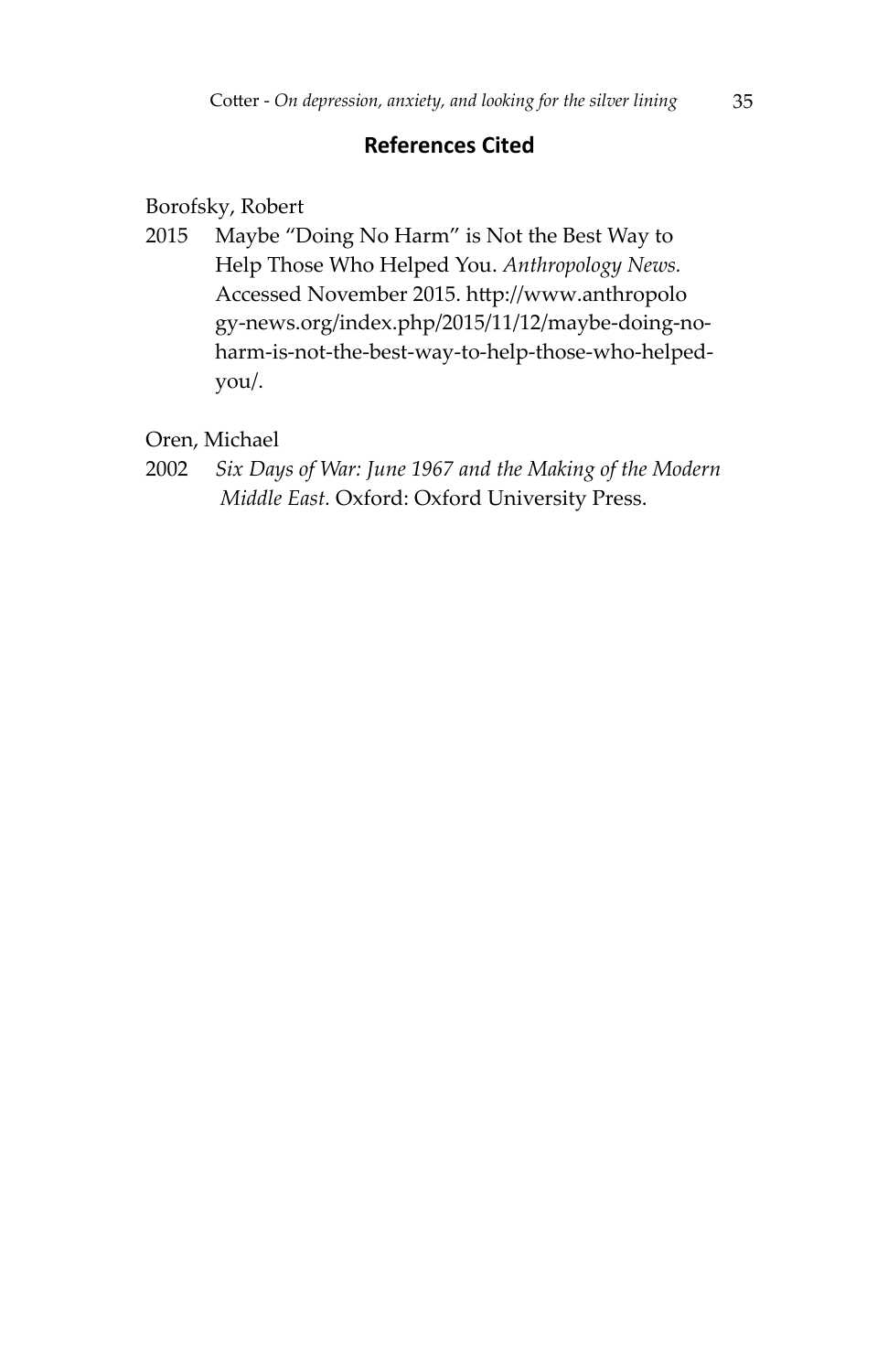## References Cited

Borofsky, Robert

2015 Maybe "Doing No Harm" is Not the Best Way to Help Those Who Helped You. *Anthropology News.* Accessed November 2015. http://www.anthropology-news.org/index.php/2015/11/12/maybe-doing-no-harm-is-not-the-best-way-to-help-those-who-helped-you/.

Oren, Michael

2002 *Six Days of War: June 1967 and the Making of the Modern Middle East.* Oxford: Oxford University Press.